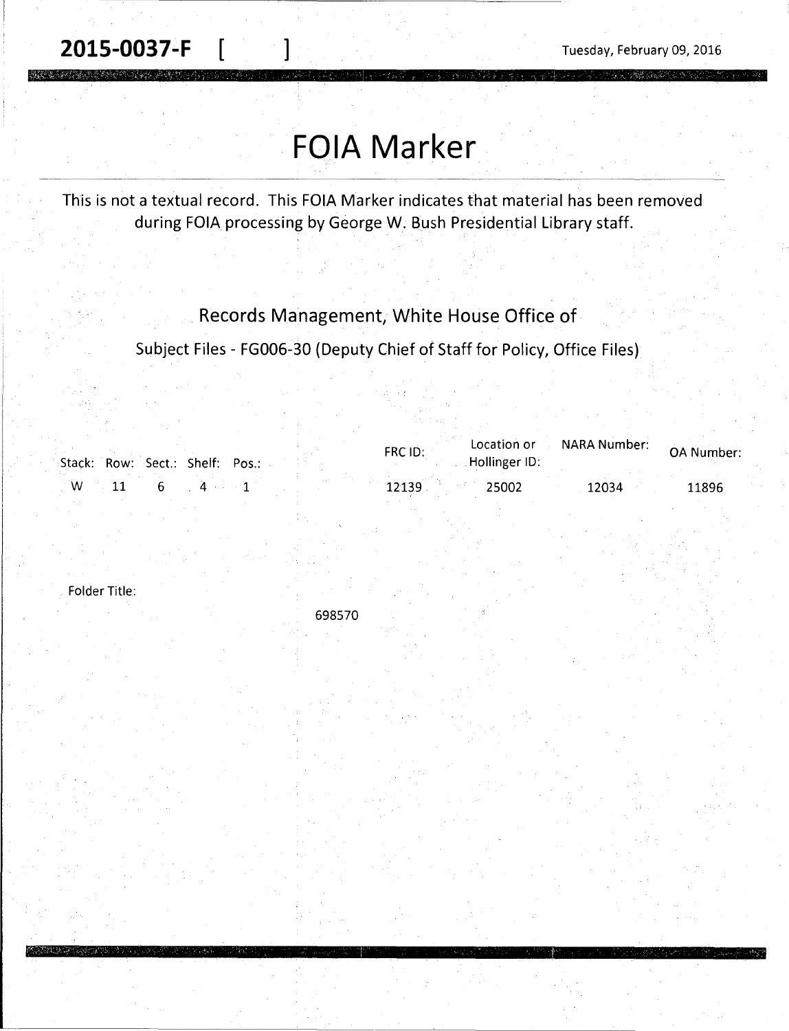**2015-0037-F** [ ]

Tuesday, February 09, 2016

# FOIA Marker

This is not a textual record. This FOIA Marker indicates that material has been removed during FOIA processing by George W. Bush Presidential Library staff.

Records Management, White House Office of

Subject Files - FG006-30 (Deputy Chief of Staff for Policy, Office Files)

| Stack: | Row: | Sect.: | Shelf: | Pos.: | FRC ID: | Location or Hollinger ID: | NARA Number: | OA Number: |
|---|---|---|---|---|---|---|---|---|
| W | 11 | 6 | 4 | 1 | 12139 | 25002 | 12034 | 11896 |

Folder Title:

698570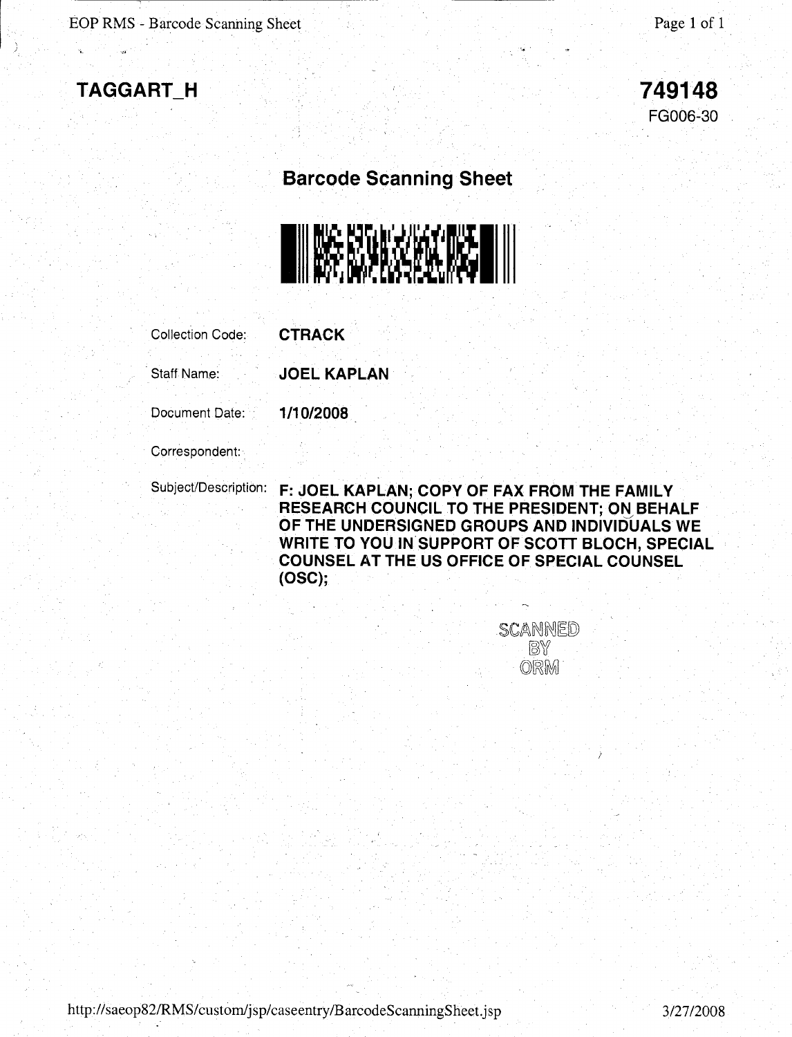**TAGGART_H**

**749148**
FG006-30

## Barcode Scanning Sheet

Collection Code: **CTRACK**

Staff Name: **JOEL KAPLAN**

Document Date: **1/10/2008**

Correspondent:

Subject/Description: **F: JOEL KAPLAN; COPY OF FAX FROM THE FAMILY RESEARCH COUNCIL TO THE PRESIDENT; ON BEHALF OF THE UNDERSIGNED GROUPS AND INDIVIDUALS WE WRITE TO YOU IN SUPPORT OF SCOTT BLOCH, SPECIAL COUNSEL AT THE US OFFICE OF SPECIAL COUNSEL (OSC);**

SCANNED BY ORM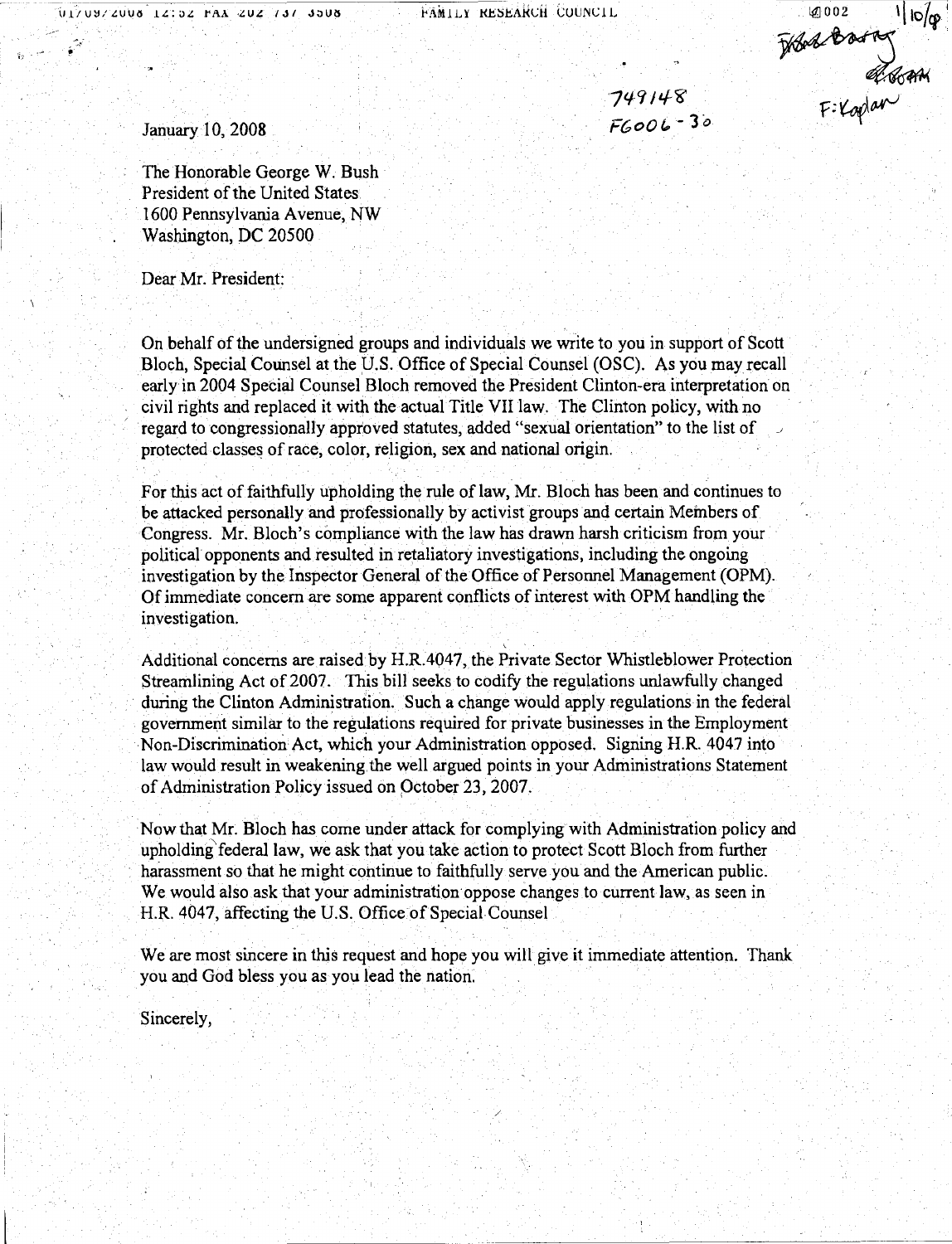749148
FG006-30

January 10, 2008

The Honorable George W. Bush
President of the United States
1600 Pennsylvania Avenue, NW
Washington, DC 20500

Dear Mr. President:

On behalf of the undersigned groups and individuals we write to you in support of Scott Bloch, Special Counsel at the U.S. Office of Special Counsel (OSC). As you may recall early in 2004 Special Counsel Bloch removed the President Clinton-era interpretation on civil rights and replaced it with the actual Title VII law. The Clinton policy, with no regard to congressionally approved statutes, added "sexual orientation" to the list of protected classes of race, color, religion, sex and national origin.

For this act of faithfully upholding the rule of law, Mr. Bloch has been and continues to be attacked personally and professionally by activist groups and certain Members of Congress. Mr. Bloch's compliance with the law has drawn harsh criticism from your political opponents and resulted in retaliatory investigations, including the ongoing investigation by the Inspector General of the Office of Personnel Management (OPM). Of immediate concern are some apparent conflicts of interest with OPM handling the investigation.

Additional concerns are raised by H.R.4047, the Private Sector Whistleblower Protection Streamlining Act of 2007. This bill seeks to codify the regulations unlawfully changed during the Clinton Administration. Such a change would apply regulations in the federal government similar to the regulations required for private businesses in the Employment Non-Discrimination Act, which your Administration opposed. Signing H.R. 4047 into law would result in weakening the well argued points in your Administrations Statement of Administration Policy issued on October 23, 2007.

Now that Mr. Bloch has come under attack for complying with Administration policy and upholding federal law, we ask that you take action to protect Scott Bloch from further harassment so that he might continue to faithfully serve you and the American public. We would also ask that your administration oppose changes to current law, as seen in H.R. 4047, affecting the U.S. Office of Special Counsel

We are most sincere in this request and hope you will give it immediate attention. Thank you and God bless you as you lead the nation.

Sincerely,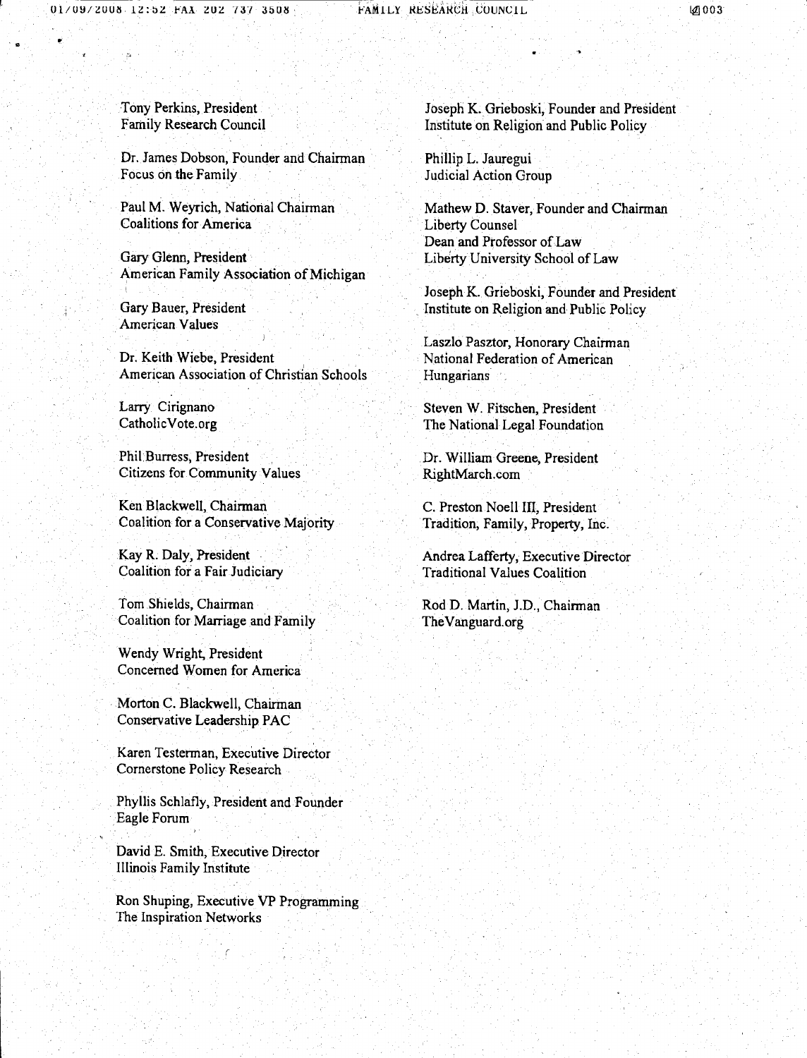Tony Perkins, President
Family Research Council

Dr. James Dobson, Founder and Chairman
Focus on the Family

Paul M. Weyrich, National Chairman
Coalitions for America

Gary Glenn, President
American Family Association of Michigan

Gary Bauer, President
American Values

Dr. Keith Wiebe, President
American Association of Christian Schools

Larry Cirignano
CatholicVote.org

Phil Burress, President
Citizens for Community Values

Ken Blackwell, Chairman
Coalition for a Conservative Majority

Kay R. Daly, President
Coalition for a Fair Judiciary

Tom Shields, Chairman
Coalition for Marriage and Family

Wendy Wright, President
Concerned Women for America

Morton C. Blackwell, Chairman
Conservative Leadership PAC

Karen Testerman, Executive Director
Cornerstone Policy Research

Phyllis Schlafly, President and Founder
Eagle Forum

David E. Smith, Executive Director
Illinois Family Institute

Ron Shuping, Executive VP Programming
The Inspiration Networks

Joseph K. Grieboski, Founder and President
Institute on Religion and Public Policy

Phillip L. Jauregui
Judicial Action Group

Mathew D. Staver, Founder and Chairman
Liberty Counsel
Dean and Professor of Law
Liberty University School of Law

Joseph K. Grieboski, Founder and President
Institute on Religion and Public Policy

Laszlo Pasztor, Honorary Chairman
National Federation of American Hungarians

Steven W. Fitschen, President
The National Legal Foundation

Dr. William Greene, President
RightMarch.com

C. Preston Noell III, President
Tradition, Family, Property, Inc.

Andrea Lafferty, Executive Director
Traditional Values Coalition

Rod D. Martin, J.D., Chairman
TheVanguard.org